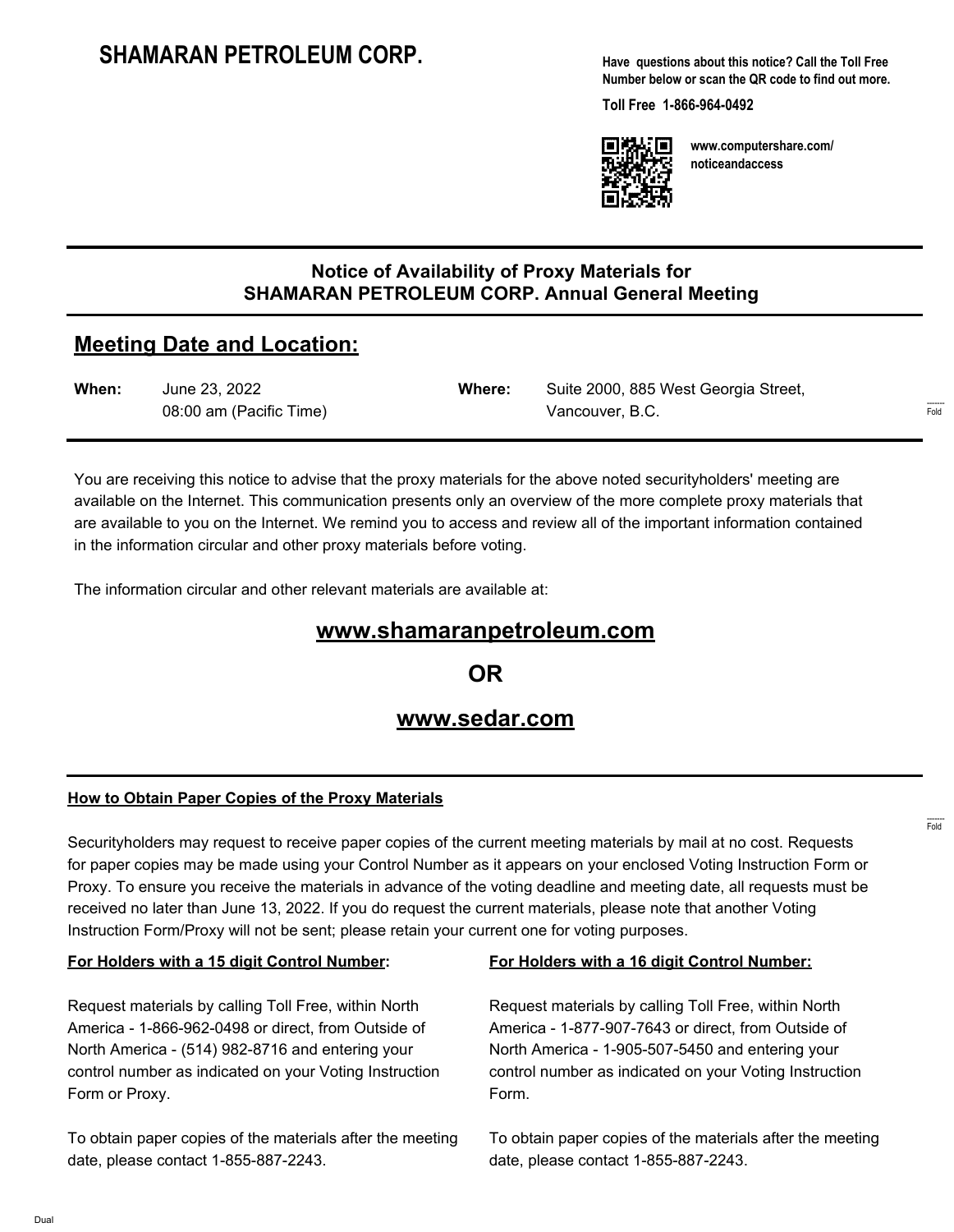# SHAMARAN PETROLEUM CORP.

**Have questions about this notice? Call the Toll Free Number below or scan the QR code to find out more.**

**Toll Free 1-866-964-0492**

**www.computershare.com/noticeandaccess**

## Notice of Availability of Proxy Materials for SHAMARAN PETROLEUM CORP. Annual General Meeting

## Meeting Date and Location:

**When:** June 23, 2022
08:00 am (Pacific Time)

**Where:** Suite 2000, 885 West Georgia Street, Vancouver, B.C.

You are receiving this notice to advise that the proxy materials for the above noted securityholders' meeting are available on the Internet. This communication presents only an overview of the more complete proxy materials that are available to you on the Internet. We remind you to access and review all of the important information contained in the information circular and other proxy materials before voting.

The information circular and other relevant materials are available at:

**www.shamaranpetroleum.com**

**OR**

**www.sedar.com**

### How to Obtain Paper Copies of the Proxy Materials

Securityholders may request to receive paper copies of the current meeting materials by mail at no cost. Requests for paper copies may be made using your Control Number as it appears on your enclosed Voting Instruction Form or Proxy. To ensure you receive the materials in advance of the voting deadline and meeting date, all requests must be received no later than June 13, 2022. If you do request the current materials, please note that another Voting Instruction Form/Proxy will not be sent; please retain your current one for voting purposes.

**For Holders with a 15 digit Control Number:**

Request materials by calling Toll Free, within North America - 1-866-962-0498 or direct, from Outside of North America - (514) 982-8716 and entering your control number as indicated on your Voting Instruction Form or Proxy.

To obtain paper copies of the materials after the meeting date, please contact 1-855-887-2243.

**For Holders with a 16 digit Control Number:**

Request materials by calling Toll Free, within North America - 1-877-907-7643 or direct, from Outside of North America - 1-905-507-5450 and entering your control number as indicated on your Voting Instruction Form.

To obtain paper copies of the materials after the meeting date, please contact 1-855-887-2243.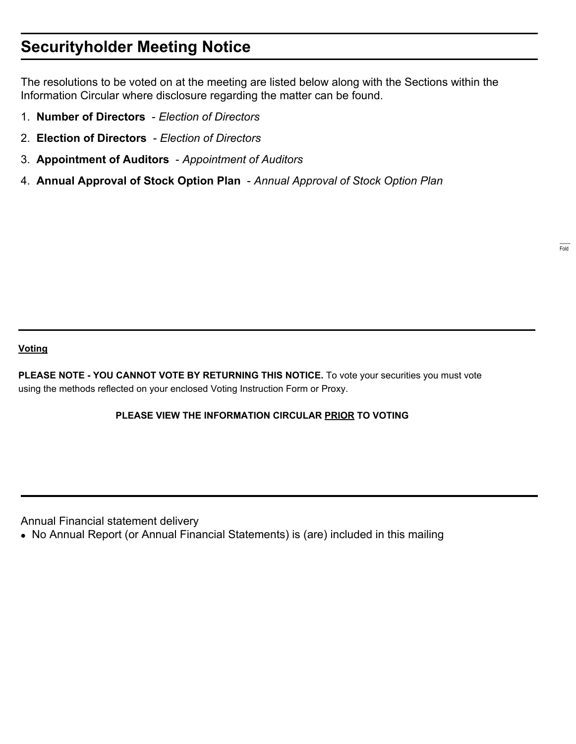# Securityholder Meeting Notice

The resolutions to be voted on at the meeting are listed below along with the Sections within the Information Circular where disclosure regarding the matter can be found.

1. **Number of Directors** - *Election of Directors*
2. **Election of Directors** - *Election of Directors*
3. **Appointment of Auditors** - *Appointment of Auditors*
4. **Annual Approval of Stock Option Plan** - *Annual Approval of Stock Option Plan*

Fold

**Voting**

**PLEASE NOTE - YOU CANNOT VOTE BY RETURNING THIS NOTICE.** To vote your securities you must vote using the methods reflected on your enclosed Voting Instruction Form or Proxy.

**PLEASE VIEW THE INFORMATION CIRCULAR PRIOR TO VOTING**

Annual Financial statement delivery

- No Annual Report (or Annual Financial Statements) is (are) included in this mailing